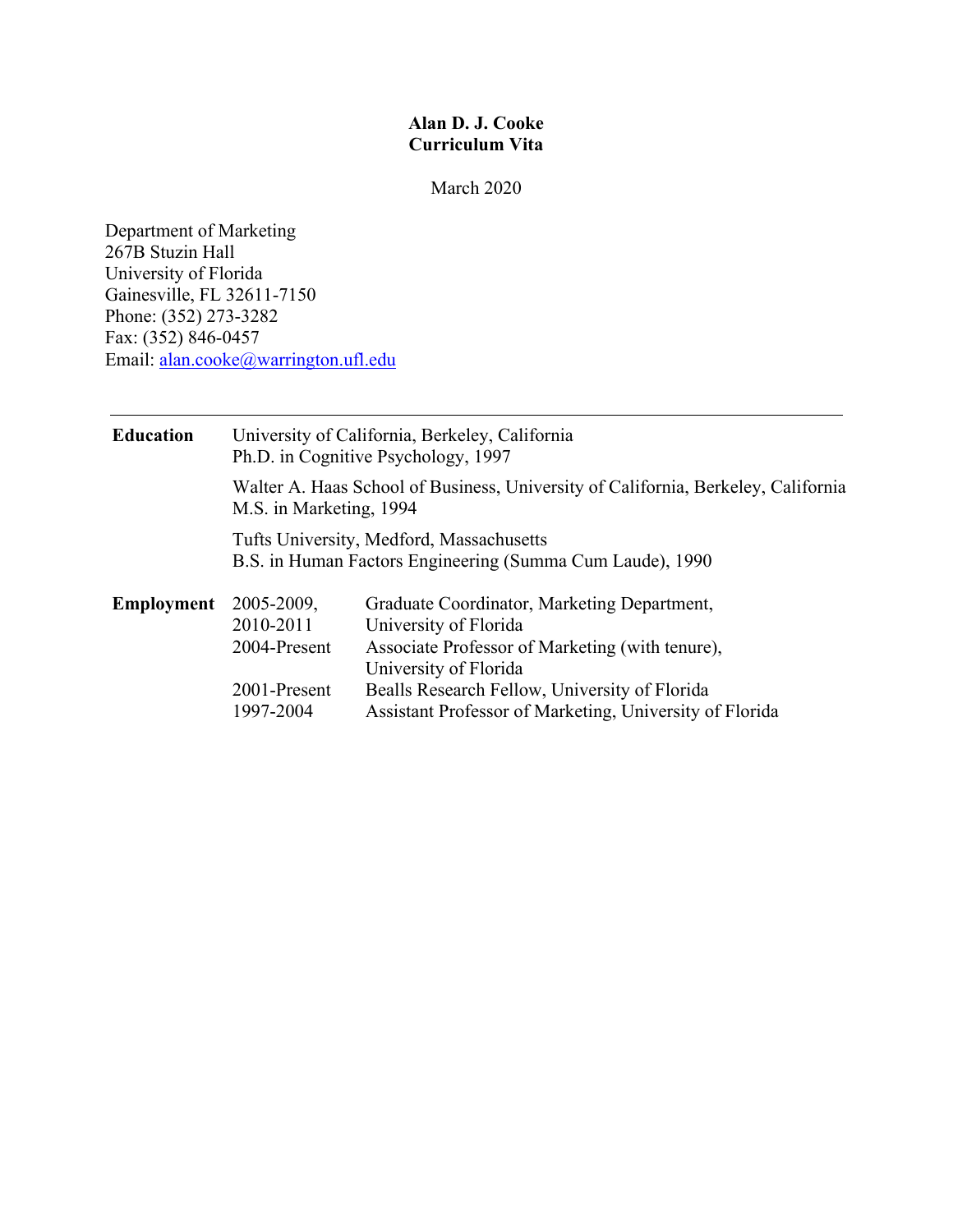# Alan D. J. Cooke
## Curriculum Vita

March 2020

Department of Marketing
267B Stuzin Hall
University of Florida
Gainesville, FL 32611-7150
Phone: (352) 273-3282
Fax: (352) 846-0457
Email: alan.cooke@warrington.ufl.edu

---

**Education**

University of California, Berkeley, California
Ph.D. in Cognitive Psychology, 1997

Walter A. Haas School of Business, University of California, Berkeley, California
M.S. in Marketing, 1994

Tufts University, Medford, Massachusetts
B.S. in Human Factors Engineering (Summa Cum Laude), 1990

**Employment**

| | |
|---|---|
| 2005-2009, 2010-2011 | Graduate Coordinator, Marketing Department, University of Florida |
| 2004-Present | Associate Professor of Marketing (with tenure), University of Florida |
| 2001-Present | Bealls Research Fellow, University of Florida |
| 1997-2004 | Assistant Professor of Marketing, University of Florida |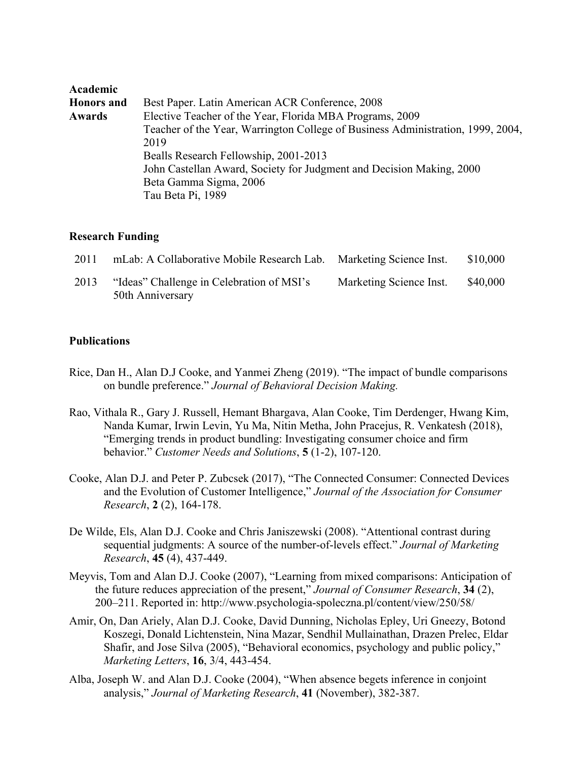## Academic Honors and Awards

Best Paper. Latin American ACR Conference, 2008
Elective Teacher of the Year, Florida MBA Programs, 2009
Teacher of the Year, Warrington College of Business Administration, 1999, 2004, 2019
Bealls Research Fellowship, 2001-2013
John Castellan Award, Society for Judgment and Decision Making, 2000
Beta Gamma Sigma, 2006
Tau Beta Pi, 1989

## Research Funding

| | | | |
|---|---|---|---|
| 2011 | mLab: A Collaborative Mobile Research Lab. | Marketing Science Inst. | $10,000 |
| 2013 | "Ideas" Challenge in Celebration of MSI's 50th Anniversary | Marketing Science Inst. | $40,000 |

## Publications

Rice, Dan H., Alan D.J Cooke, and Yanmei Zheng (2019). "The impact of bundle comparisons on bundle preference." *Journal of Behavioral Decision Making.*

Rao, Vithala R., Gary J. Russell, Hemant Bhargava, Alan Cooke, Tim Derdenger, Hwang Kim, Nanda Kumar, Irwin Levin, Yu Ma, Nitin Metha, John Pracejus, R. Venkatesh (2018), "Emerging trends in product bundling: Investigating consumer choice and firm behavior." *Customer Needs and Solutions*, **5** (1-2), 107-120.

Cooke, Alan D.J. and Peter P. Zubcsek (2017), "The Connected Consumer: Connected Devices and the Evolution of Customer Intelligence," *Journal of the Association for Consumer Research*, **2** (2), 164-178.

De Wilde, Els, Alan D.J. Cooke and Chris Janiszewski (2008). "Attentional contrast during sequential judgments: A source of the number-of-levels effect." *Journal of Marketing Research*, **45** (4), 437-449.

Meyvis, Tom and Alan D.J. Cooke (2007), "Learning from mixed comparisons: Anticipation of the future reduces appreciation of the present," *Journal of Consumer Research*, **34** (2), 200–211. Reported in: http://www.psychologia-spoleczna.pl/content/view/250/58/

Amir, On, Dan Ariely, Alan D.J. Cooke, David Dunning, Nicholas Epley, Uri Gneezy, Botond Koszegi, Donald Lichtenstein, Nina Mazar, Sendhil Mullainathan, Drazen Prelec, Eldar Shafir, and Jose Silva (2005), "Behavioral economics, psychology and public policy," *Marketing Letters*, **16**, 3/4, 443-454.

Alba, Joseph W. and Alan D.J. Cooke (2004), "When absence begets inference in conjoint analysis," *Journal of Marketing Research*, **41** (November), 382-387.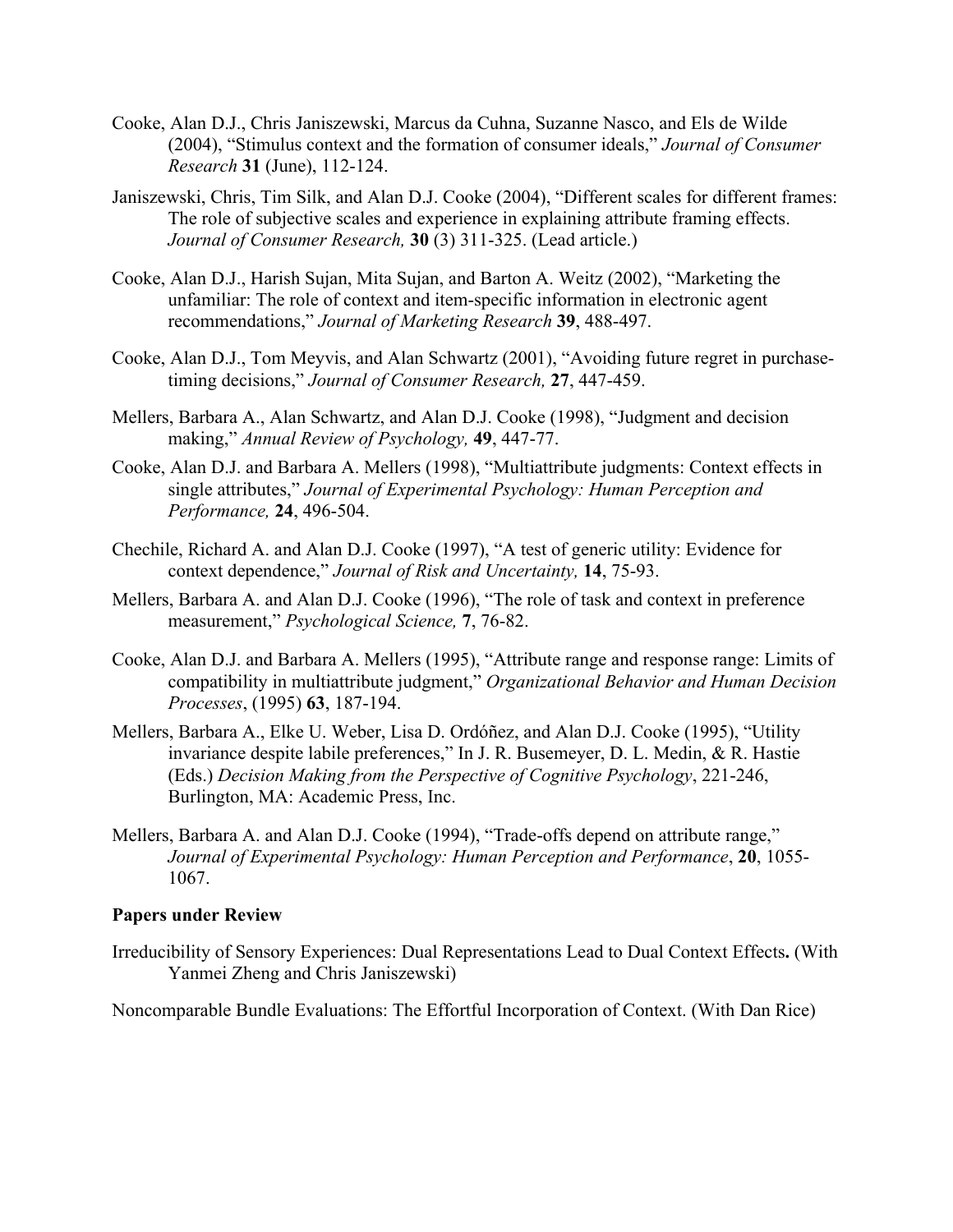Cooke, Alan D.J., Chris Janiszewski, Marcus da Cuhna, Suzanne Nasco, and Els de Wilde (2004), "Stimulus context and the formation of consumer ideals," *Journal of Consumer Research* **31** (June), 112-124.

Janiszewski, Chris, Tim Silk, and Alan D.J. Cooke (2004), "Different scales for different frames: The role of subjective scales and experience in explaining attribute framing effects. *Journal of Consumer Research,* **30** (3) 311-325. (Lead article.)

Cooke, Alan D.J., Harish Sujan, Mita Sujan, and Barton A. Weitz (2002), "Marketing the unfamiliar: The role of context and item-specific information in electronic agent recommendations," *Journal of Marketing Research* **39**, 488-497.

Cooke, Alan D.J., Tom Meyvis, and Alan Schwartz (2001), "Avoiding future regret in purchase-timing decisions," *Journal of Consumer Research,* **27**, 447-459.

Mellers, Barbara A., Alan Schwartz, and Alan D.J. Cooke (1998), "Judgment and decision making," *Annual Review of Psychology,* **49**, 447-77.

Cooke, Alan D.J. and Barbara A. Mellers (1998), "Multiattribute judgments: Context effects in single attributes," *Journal of Experimental Psychology: Human Perception and Performance,* **24**, 496-504.

Chechile, Richard A. and Alan D.J. Cooke (1997), "A test of generic utility: Evidence for context dependence," *Journal of Risk and Uncertainty,* **14**, 75-93.

Mellers, Barbara A. and Alan D.J. Cooke (1996), "The role of task and context in preference measurement," *Psychological Science,* **7**, 76-82.

Cooke, Alan D.J. and Barbara A. Mellers (1995), "Attribute range and response range: Limits of compatibility in multiattribute judgment," *Organizational Behavior and Human Decision Processes*, (1995) **63**, 187-194.

Mellers, Barbara A., Elke U. Weber, Lisa D. Ordóñez, and Alan D.J. Cooke (1995), "Utility invariance despite labile preferences," In J. R. Busemeyer, D. L. Medin, & R. Hastie (Eds.) *Decision Making from the Perspective of Cognitive Psychology*, 221-246, Burlington, MA: Academic Press, Inc.

Mellers, Barbara A. and Alan D.J. Cooke (1994), "Trade-offs depend on attribute range," *Journal of Experimental Psychology: Human Perception and Performance*, **20**, 1055-1067.

**Papers under Review**

Irreducibility of Sensory Experiences: Dual Representations Lead to Dual Context Effects**.** (With Yanmei Zheng and Chris Janiszewski)

Noncomparable Bundle Evaluations: The Effortful Incorporation of Context. (With Dan Rice)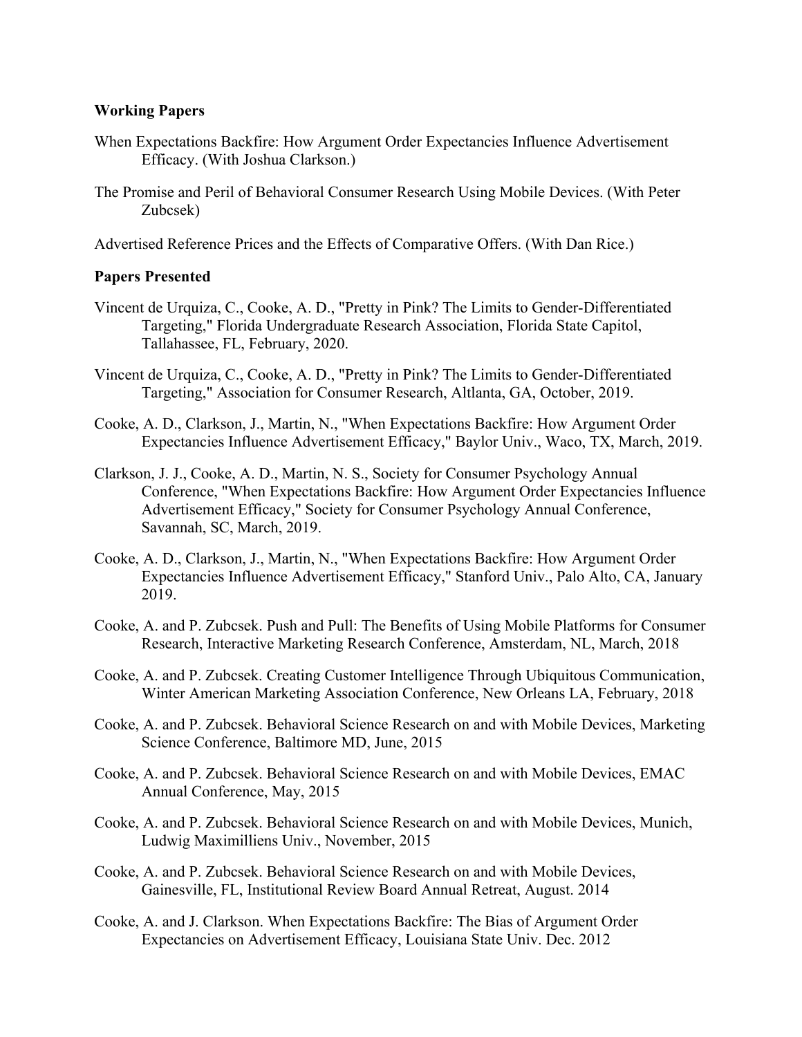**Working Papers**

When Expectations Backfire: How Argument Order Expectancies Influence Advertisement Efficacy. (With Joshua Clarkson.)

The Promise and Peril of Behavioral Consumer Research Using Mobile Devices. (With Peter Zubcsek)

Advertised Reference Prices and the Effects of Comparative Offers. (With Dan Rice.)

**Papers Presented**

Vincent de Urquiza, C., Cooke, A. D., "Pretty in Pink? The Limits to Gender-Differentiated Targeting," Florida Undergraduate Research Association, Florida State Capitol, Tallahassee, FL, February, 2020.

Vincent de Urquiza, C., Cooke, A. D., "Pretty in Pink? The Limits to Gender-Differentiated Targeting," Association for Consumer Research, Altlanta, GA, October, 2019.

Cooke, A. D., Clarkson, J., Martin, N., "When Expectations Backfire: How Argument Order Expectancies Influence Advertisement Efficacy," Baylor Univ., Waco, TX, March, 2019.

Clarkson, J. J., Cooke, A. D., Martin, N. S., Society for Consumer Psychology Annual Conference, "When Expectations Backfire: How Argument Order Expectancies Influence Advertisement Efficacy," Society for Consumer Psychology Annual Conference, Savannah, SC, March, 2019.

Cooke, A. D., Clarkson, J., Martin, N., "When Expectations Backfire: How Argument Order Expectancies Influence Advertisement Efficacy," Stanford Univ., Palo Alto, CA, January 2019.

Cooke, A. and P. Zubcsek. Push and Pull: The Benefits of Using Mobile Platforms for Consumer Research, Interactive Marketing Research Conference, Amsterdam, NL, March, 2018

Cooke, A. and P. Zubcsek. Creating Customer Intelligence Through Ubiquitous Communication, Winter American Marketing Association Conference, New Orleans LA, February, 2018

Cooke, A. and P. Zubcsek. Behavioral Science Research on and with Mobile Devices, Marketing Science Conference, Baltimore MD, June, 2015

Cooke, A. and P. Zubcsek. Behavioral Science Research on and with Mobile Devices, EMAC Annual Conference, May, 2015

Cooke, A. and P. Zubcsek. Behavioral Science Research on and with Mobile Devices, Munich, Ludwig Maximilliens Univ., November, 2015

Cooke, A. and P. Zubcsek. Behavioral Science Research on and with Mobile Devices, Gainesville, FL, Institutional Review Board Annual Retreat, August. 2014

Cooke, A. and J. Clarkson. When Expectations Backfire: The Bias of Argument Order Expectancies on Advertisement Efficacy, Louisiana State Univ. Dec. 2012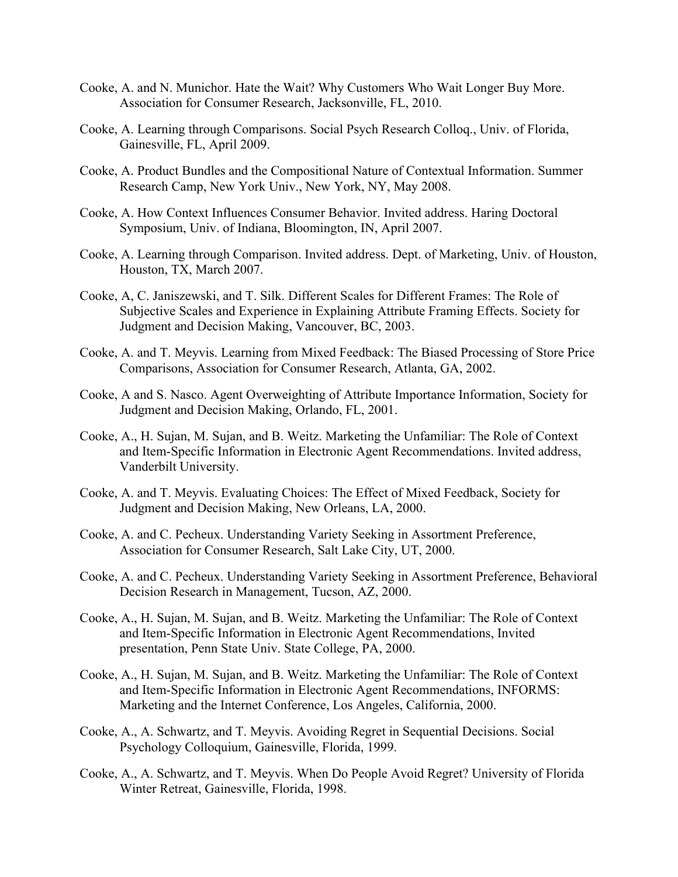Cooke, A. and N. Munichor. Hate the Wait? Why Customers Who Wait Longer Buy More. Association for Consumer Research, Jacksonville, FL, 2010.

Cooke, A. Learning through Comparisons. Social Psych Research Colloq., Univ. of Florida, Gainesville, FL, April 2009.

Cooke, A. Product Bundles and the Compositional Nature of Contextual Information. Summer Research Camp, New York Univ., New York, NY, May 2008.

Cooke, A. How Context Influences Consumer Behavior. Invited address. Haring Doctoral Symposium, Univ. of Indiana, Bloomington, IN, April 2007.

Cooke, A. Learning through Comparison. Invited address. Dept. of Marketing, Univ. of Houston, Houston, TX, March 2007.

Cooke, A, C. Janiszewski, and T. Silk. Different Scales for Different Frames: The Role of Subjective Scales and Experience in Explaining Attribute Framing Effects. Society for Judgment and Decision Making, Vancouver, BC, 2003.

Cooke, A. and T. Meyvis. Learning from Mixed Feedback: The Biased Processing of Store Price Comparisons, Association for Consumer Research, Atlanta, GA, 2002.

Cooke, A and S. Nasco. Agent Overweighting of Attribute Importance Information, Society for Judgment and Decision Making, Orlando, FL, 2001.

Cooke, A., H. Sujan, M. Sujan, and B. Weitz. Marketing the Unfamiliar: The Role of Context and Item-Specific Information in Electronic Agent Recommendations. Invited address, Vanderbilt University.

Cooke, A. and T. Meyvis. Evaluating Choices: The Effect of Mixed Feedback, Society for Judgment and Decision Making, New Orleans, LA, 2000.

Cooke, A. and C. Pecheux. Understanding Variety Seeking in Assortment Preference, Association for Consumer Research, Salt Lake City, UT, 2000.

Cooke, A. and C. Pecheux. Understanding Variety Seeking in Assortment Preference, Behavioral Decision Research in Management, Tucson, AZ, 2000.

Cooke, A., H. Sujan, M. Sujan, and B. Weitz. Marketing the Unfamiliar: The Role of Context and Item-Specific Information in Electronic Agent Recommendations, Invited presentation, Penn State Univ. State College, PA, 2000.

Cooke, A., H. Sujan, M. Sujan, and B. Weitz. Marketing the Unfamiliar: The Role of Context and Item-Specific Information in Electronic Agent Recommendations, INFORMS: Marketing and the Internet Conference, Los Angeles, California, 2000.

Cooke, A., A. Schwartz, and T. Meyvis. Avoiding Regret in Sequential Decisions. Social Psychology Colloquium, Gainesville, Florida, 1999.

Cooke, A., A. Schwartz, and T. Meyvis. When Do People Avoid Regret? University of Florida Winter Retreat, Gainesville, Florida, 1998.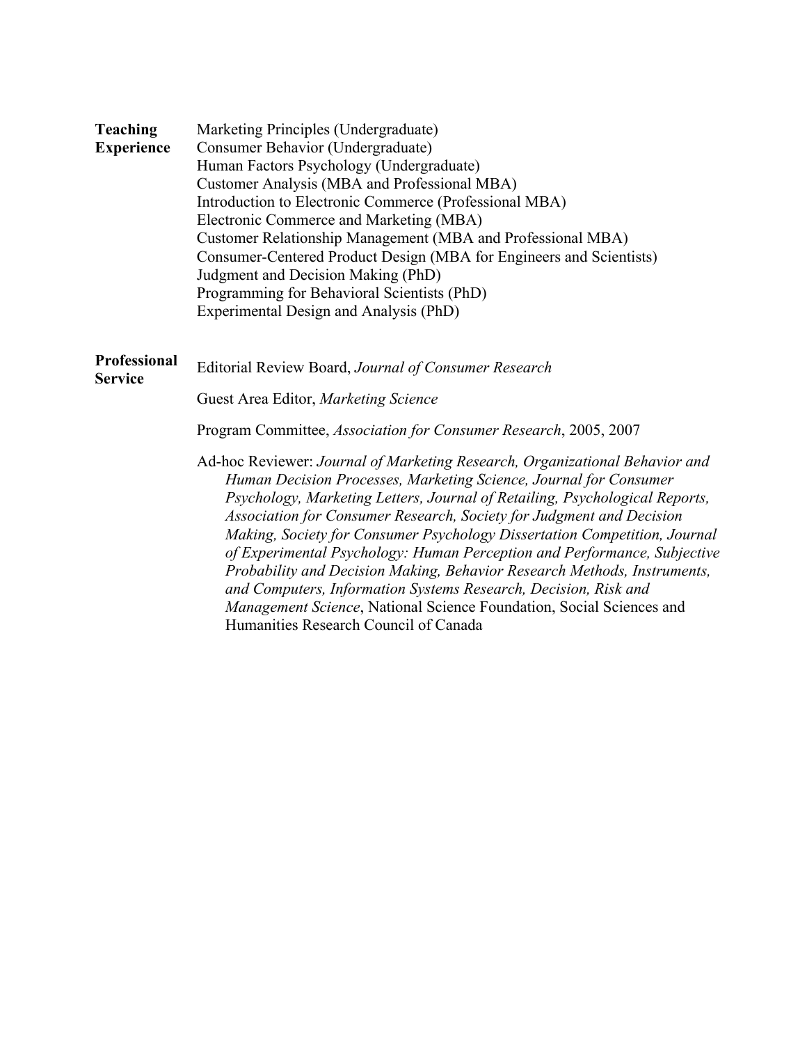## Teaching Experience

Marketing Principles (Undergraduate)
Consumer Behavior (Undergraduate)
Human Factors Psychology (Undergraduate)
Customer Analysis (MBA and Professional MBA)
Introduction to Electronic Commerce (Professional MBA)
Electronic Commerce and Marketing (MBA)
Customer Relationship Management (MBA and Professional MBA)
Consumer-Centered Product Design (MBA for Engineers and Scientists)
Judgment and Decision Making (PhD)
Programming for Behavioral Scientists (PhD)
Experimental Design and Analysis (PhD)

## Professional Service

Editorial Review Board, *Journal of Consumer Research*

Guest Area Editor, *Marketing Science*

Program Committee, *Association for Consumer Research*, 2005, 2007

Ad-hoc Reviewer: *Journal of Marketing Research, Organizational Behavior and Human Decision Processes, Marketing Science, Journal for Consumer Psychology, Marketing Letters, Journal of Retailing, Psychological Reports, Association for Consumer Research, Society for Judgment and Decision Making, Society for Consumer Psychology Dissertation Competition, Journal of Experimental Psychology: Human Perception and Performance, Subjective Probability and Decision Making, Behavior Research Methods, Instruments, and Computers, Information Systems Research, Decision, Risk and Management Science*, National Science Foundation, Social Sciences and Humanities Research Council of Canada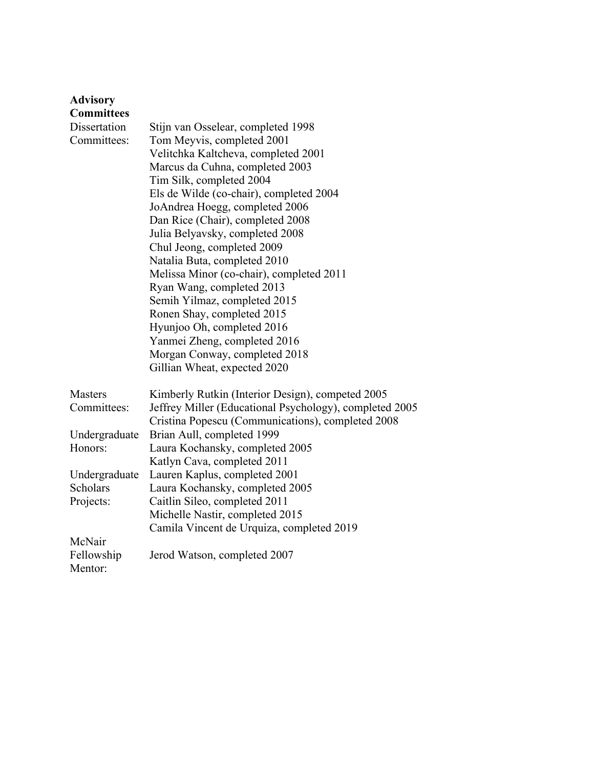**Advisory Committees**

**Dissertation Committees:**

Stijn van Osselear, completed 1998
Tom Meyvis, completed 2001
Velitchka Kaltcheva, completed 2001
Marcus da Cuhna, completed 2003
Tim Silk, completed 2004
Els de Wilde (co-chair), completed 2004
JoAndrea Hoegg, completed 2006
Dan Rice (Chair), completed 2008
Julia Belyavsky, completed 2008
Chul Jeong, completed 2009
Natalia Buta, completed 2010
Melissa Minor (co-chair), completed 2011
Ryan Wang, completed 2013
Semih Yilmaz, completed 2015
Ronen Shay, completed 2015
Hyunjoo Oh, completed 2016
Yanmei Zheng, completed 2016
Morgan Conway, completed 2018
Gillian Wheat, expected 2020

**Masters Committees:**

Kimberly Rutkin (Interior Design), competed 2005
Jeffrey Miller (Educational Psychology), completed 2005
Cristina Popescu (Communications), completed 2008

**Undergraduate Honors:**

Brian Aull, completed 1999
Laura Kochansky, completed 2005
Katlyn Cava, completed 2011

**Undergraduate Scholars Projects:**

Lauren Kaplus, completed 2001
Laura Kochansky, completed 2005
Caitlin Sileo, completed 2011
Michelle Nastir, completed 2015
Camila Vincent de Urquiza, completed 2019

**McNair Fellowship Mentor:**

Jerod Watson, completed 2007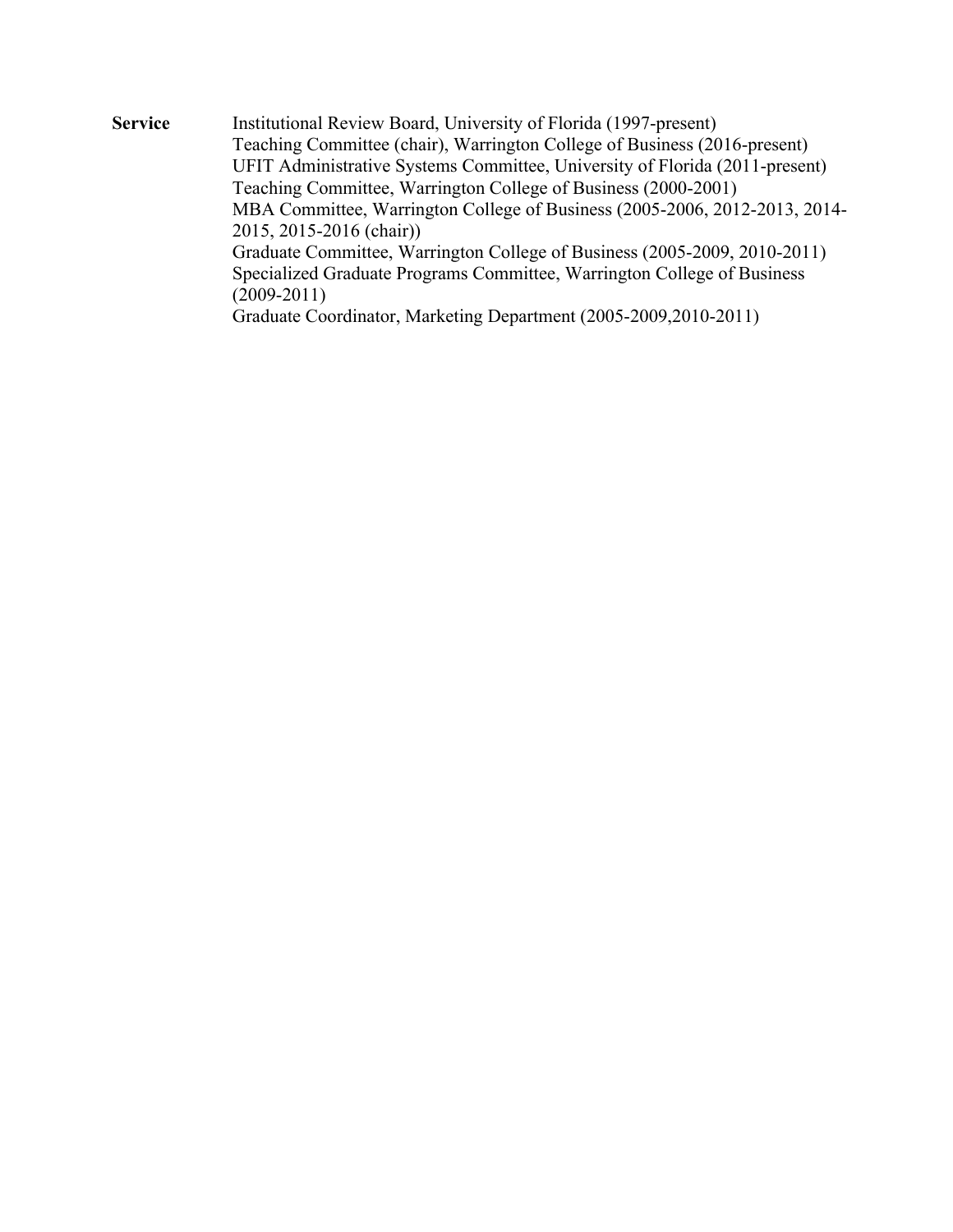**Service**

Institutional Review Board, University of Florida (1997-present)
Teaching Committee (chair), Warrington College of Business (2016-present)
UFIT Administrative Systems Committee, University of Florida (2011-present)
Teaching Committee, Warrington College of Business (2000-2001)
MBA Committee, Warrington College of Business (2005-2006, 2012-2013, 2014-2015, 2015-2016 (chair))
Graduate Committee, Warrington College of Business (2005-2009, 2010-2011)
Specialized Graduate Programs Committee, Warrington College of Business (2009-2011)
Graduate Coordinator, Marketing Department (2005-2009,2010-2011)